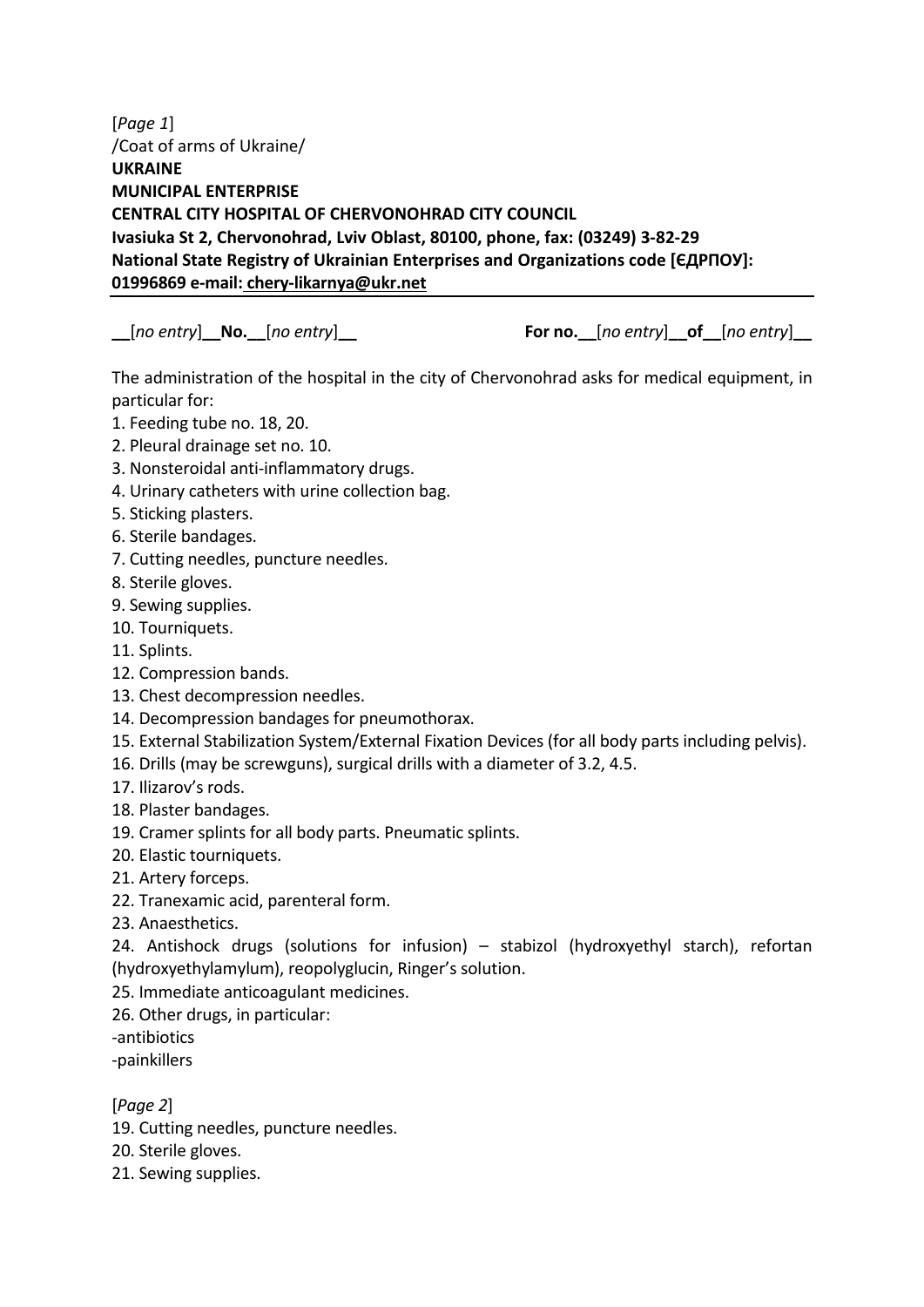[*Page 1*]
/Coat of arms of Ukraine/
**UKRAINE**
**MUNICIPAL ENTERPRISE**
**CENTRAL CITY HOSPITAL OF CHERVONOHRAD CITY COUNCIL**
**Ivasiuka St 2, Chervonohrad, Lviv Oblast, 80100, phone, fax: (03249) 3-82-29**
**National State Registry of Ukrainian Enterprises and Organizations code [ЄДРПОУ]: 01996869 e-mail: chery-likarnya@ukr.net**

---

**__**[*no entry*]**__No.__**[*no entry*]**__** **For no.__**[*no entry*]**__of__**[*no entry*]**__**

The administration of the hospital in the city of Chervonohrad asks for medical equipment, in particular for:

1. Feeding tube no. 18, 20.
2. Pleural drainage set no. 10.
3. Nonsteroidal anti-inflammatory drugs.
4. Urinary catheters with urine collection bag.
5. Sticking plasters.
6. Sterile bandages.
7. Cutting needles, puncture needles.
8. Sterile gloves.
9. Sewing supplies.
10. Tourniquets.
11. Splints.
12. Compression bands.
13. Chest decompression needles.
14. Decompression bandages for pneumothorax.
15. External Stabilization System/External Fixation Devices (for all body parts including pelvis).
16. Drills (may be screwguns), surgical drills with a diameter of 3.2, 4.5.
17. Ilizarov's rods.
18. Plaster bandages.
19. Cramer splints for all body parts. Pneumatic splints.
20. Elastic tourniquets.
21. Artery forceps.
22. Tranexamic acid, parenteral form.
23. Anaesthetics.
24. Antishock drugs (solutions for infusion) – stabizol (hydroxyethyl starch), refortan (hydroxyethylamylum), reopolyglucin, Ringer's solution.
25. Immediate anticoagulant medicines.
26. Other drugs, in particular:

-antibiotics
-painkillers

[*Page 2*]

19. Cutting needles, puncture needles.
20. Sterile gloves.
21. Sewing supplies.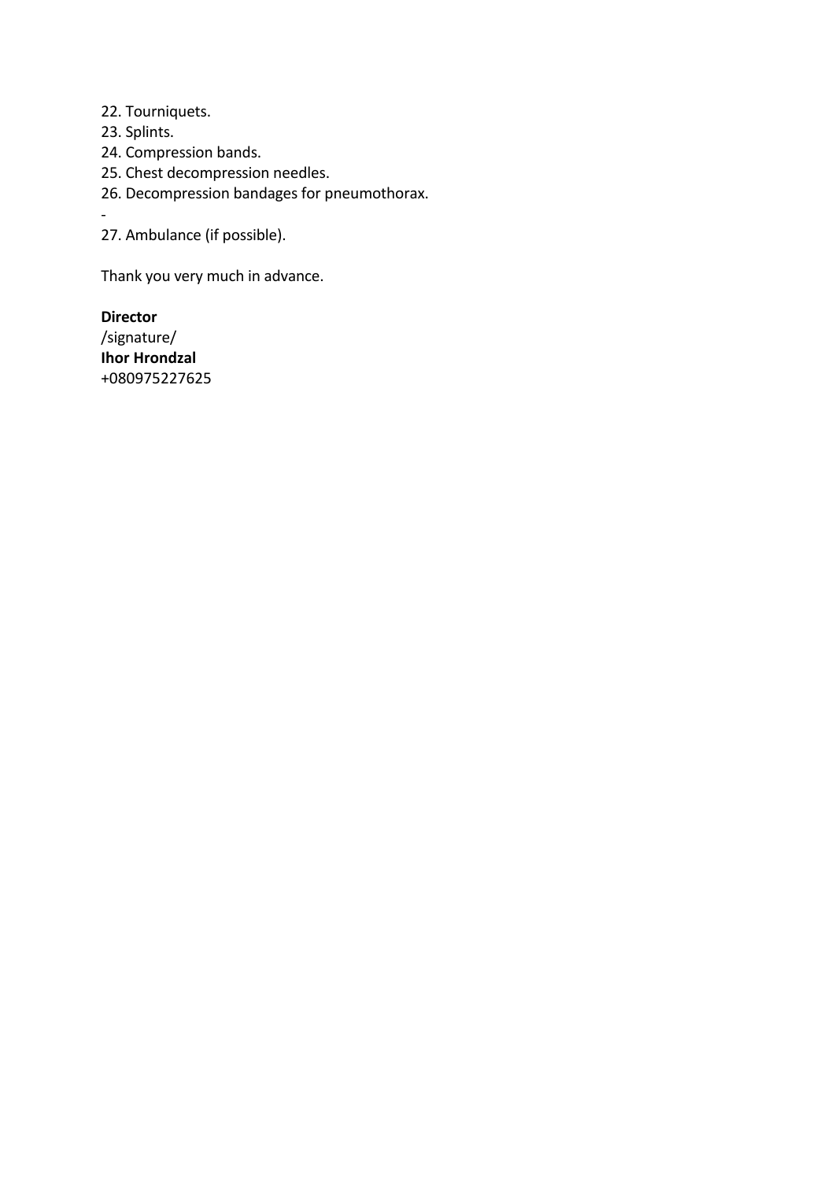22. Tourniquets.
23. Splints.
24. Compression bands.
25. Chest decompression needles.
26. Decompression bandages for pneumothorax.

-

27. Ambulance (if possible).

Thank you very much in advance.

**Director**
/signature/
**Ihor Hrondzal**
+080975227625